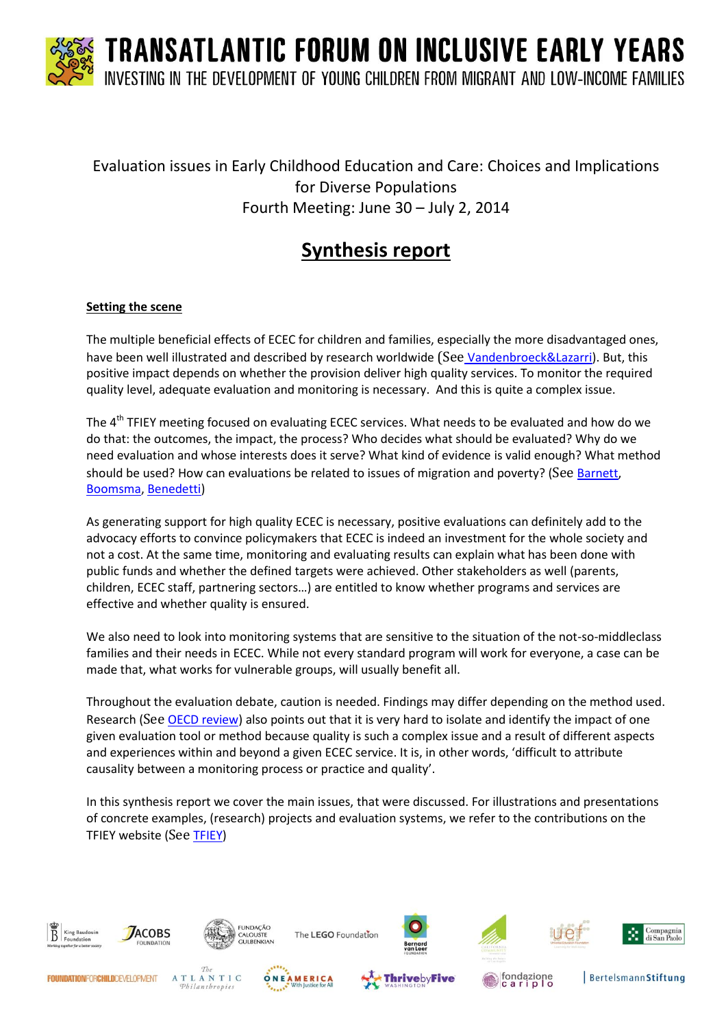# TRANSATLANTIC FORUM ON INCLUSIVE EARLY YEARS

INVESTING IN THE DEVELOPMENT OF YOUNG CHILDREN FROM MIGRANT AND LOW-INCOME FAMILIES

Evaluation issues in Early Childhood Education and Care: Choices and Implications for Diverse Populations
Fourth Meeting: June 30 – July 2, 2014

## Synthesis report

**Setting the scene**

The multiple beneficial effects of ECEC for children and families, especially the more disadvantaged ones, have been well illustrated and described by research worldwide (See Vandenbroeck&Lazarri). But, this positive impact depends on whether the provision deliver high quality services. To monitor the required quality level, adequate evaluation and monitoring is necessary. And this is quite a complex issue.

The 4th TFIEY meeting focused on evaluating ECEC services. What needs to be evaluated and how do we do that: the outcomes, the impact, the process? Who decides what should be evaluated? Why do we need evaluation and whose interests does it serve? What kind of evidence is valid enough? What method should be used? How can evaluations be related to issues of migration and poverty? (See Barnett, Boomsma, Benedetti)

As generating support for high quality ECEC is necessary, positive evaluations can definitely add to the advocacy efforts to convince policymakers that ECEC is indeed an investment for the whole society and not a cost. At the same time, monitoring and evaluating results can explain what has been done with public funds and whether the defined targets were achieved. Other stakeholders as well (parents, children, ECEC staff, partnering sectors…) are entitled to know whether programs and services are effective and whether quality is ensured.

We also need to look into monitoring systems that are sensitive to the situation of the not-so-middleclass families and their needs in ECEC. While not every standard program will work for everyone, a case can be made that, what works for vulnerable groups, will usually benefit all.

Throughout the evaluation debate, caution is needed. Findings may differ depending on the method used. Research (See OECD review) also points out that it is very hard to isolate and identify the impact of one given evaluation tool or method because quality is such a complex issue and a result of different aspects and experiences within and beyond a given ECEC service. It is, in other words, 'difficult to attribute causality between a monitoring process or practice and quality'.

In this synthesis report we cover the main issues, that were discussed. For illustrations and presentations of concrete examples, (research) projects and evaluation systems, we refer to the contributions on the TFIEY website (See TFIEY)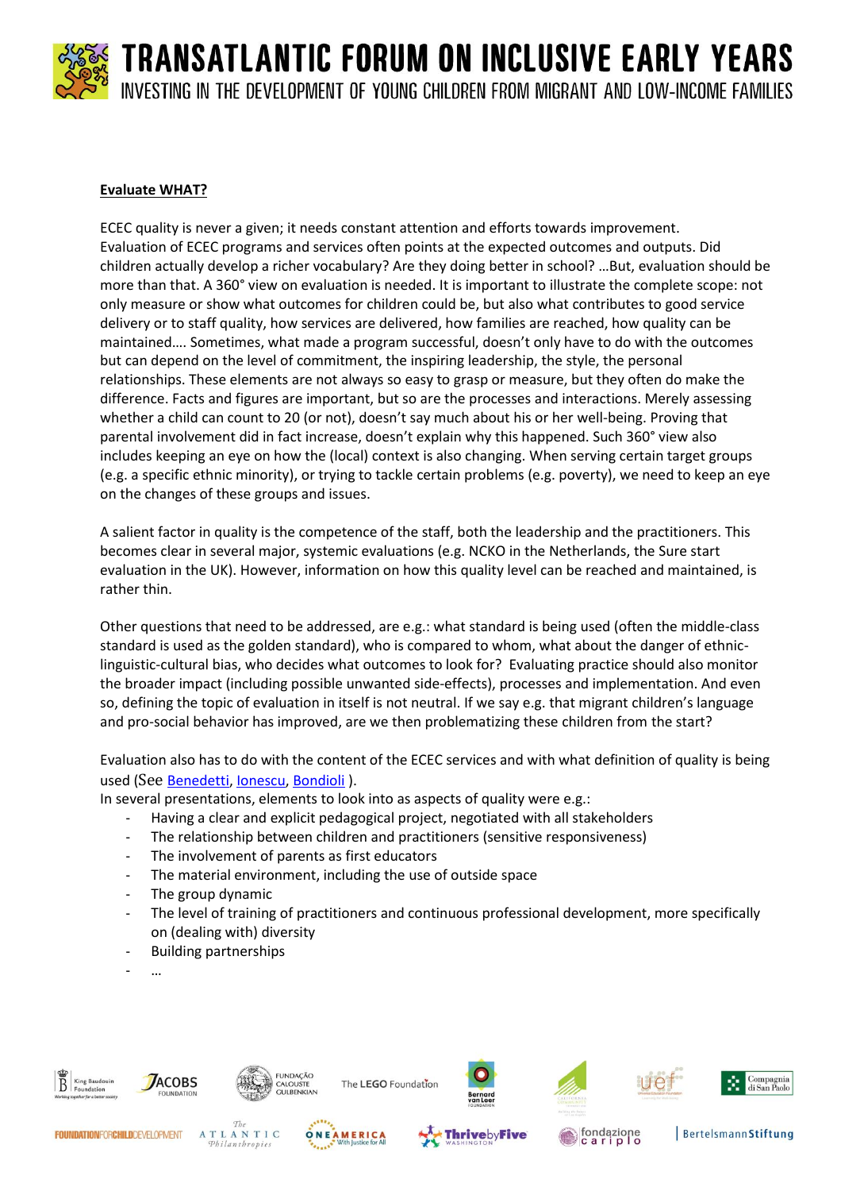**Evaluate WHAT?**

ECEC quality is never a given; it needs constant attention and efforts towards improvement. Evaluation of ECEC programs and services often points at the expected outcomes and outputs. Did children actually develop a richer vocabulary? Are they doing better in school? …But, evaluation should be more than that. A 360° view on evaluation is needed. It is important to illustrate the complete scope: not only measure or show what outcomes for children could be, but also what contributes to good service delivery or to staff quality, how services are delivered, how families are reached, how quality can be maintained…. Sometimes, what made a program successful, doesn't only have to do with the outcomes but can depend on the level of commitment, the inspiring leadership, the style, the personal relationships. These elements are not always so easy to grasp or measure, but they often do make the difference. Facts and figures are important, but so are the processes and interactions. Merely assessing whether a child can count to 20 (or not), doesn't say much about his or her well-being. Proving that parental involvement did in fact increase, doesn't explain why this happened. Such 360° view also includes keeping an eye on how the (local) context is also changing. When serving certain target groups (e.g. a specific ethnic minority), or trying to tackle certain problems (e.g. poverty), we need to keep an eye on the changes of these groups and issues.

A salient factor in quality is the competence of the staff, both the leadership and the practitioners. This becomes clear in several major, systemic evaluations (e.g. NCKO in the Netherlands, the Sure start evaluation in the UK). However, information on how this quality level can be reached and maintained, is rather thin.

Other questions that need to be addressed, are e.g.: what standard is being used (often the middle-class standard is used as the golden standard), who is compared to whom, what about the danger of ethnic-linguistic-cultural bias, who decides what outcomes to look for? Evaluating practice should also monitor the broader impact (including possible unwanted side-effects), processes and implementation. And even so, defining the topic of evaluation in itself is not neutral. If we say e.g. that migrant children's language and pro-social behavior has improved, are we then problematizing these children from the start?

Evaluation also has to do with the content of the ECEC services and with what definition of quality is being used (See Benedetti, Ionescu, Bondioli ).

In several presentations, elements to look into as aspects of quality were e.g.:

- Having a clear and explicit pedagogical project, negotiated with all stakeholders
- The relationship between children and practitioners (sensitive responsiveness)
- The involvement of parents as first educators
- The material environment, including the use of outside space
- The group dynamic
- The level of training of practitioners and continuous professional development, more specifically on (dealing with) diversity
- Building partnerships
- …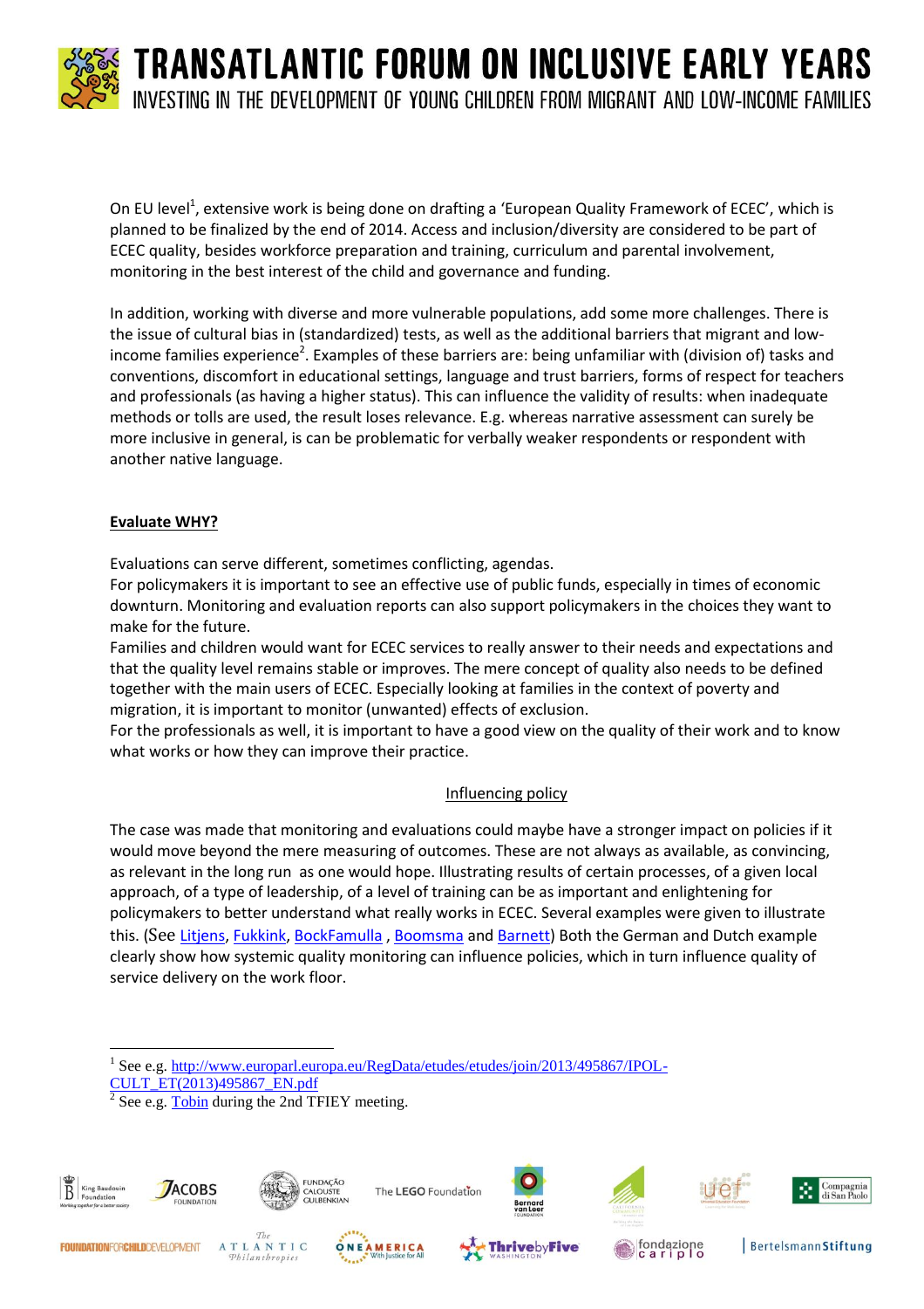On EU level[1], extensive work is being done on drafting a 'European Quality Framework of ECEC', which is planned to be finalized by the end of 2014. Access and inclusion/diversity are considered to be part of ECEC quality, besides workforce preparation and training, curriculum and parental involvement, monitoring in the best interest of the child and governance and funding.

In addition, working with diverse and more vulnerable populations, add some more challenges. There is the issue of cultural bias in (standardized) tests, as well as the additional barriers that migrant and low-income families experience[2]. Examples of these barriers are: being unfamiliar with (division of) tasks and conventions, discomfort in educational settings, language and trust barriers, forms of respect for teachers and professionals (as having a higher status). This can influence the validity of results: when inadequate methods or tolls are used, the result loses relevance. E.g. whereas narrative assessment can surely be more inclusive in general, is can be problematic for verbally weaker respondents or respondent with another native language.

**Evaluate WHY?**

Evaluations can serve different, sometimes conflicting, agendas.
For policymakers it is important to see an effective use of public funds, especially in times of economic downturn. Monitoring and evaluation reports can also support policymakers in the choices they want to make for the future.
Families and children would want for ECEC services to really answer to their needs and expectations and that the quality level remains stable or improves. The mere concept of quality also needs to be defined together with the main users of ECEC. Especially looking at families in the context of poverty and migration, it is important to monitor (unwanted) effects of exclusion.
For the professionals as well, it is important to have a good view on the quality of their work and to know what works or how they can improve their practice.

Influencing policy

The case was made that monitoring and evaluations could maybe have a stronger impact on policies if it would move beyond the mere measuring of outcomes. These are not always as available, as convincing, as relevant in the long run as one would hope. Illustrating results of certain processes, of a given local approach, of a type of leadership, of a level of training can be as important and enlightening for policymakers to better understand what really works in ECEC. Several examples were given to illustrate this. (See Litjens, Fukkink, BockFamulla , Boomsma and Barnett) Both the German and Dutch example clearly show how systemic quality monitoring can influence policies, which in turn influence quality of service delivery on the work floor.

---

[1] See e.g. http://www.europarl.europa.eu/RegData/etudes/etudes/join/2013/495867/IPOL-CULT_ET(2013)495867_EN.pdf

[2] See e.g. Tobin during the 2nd TFIEY meeting.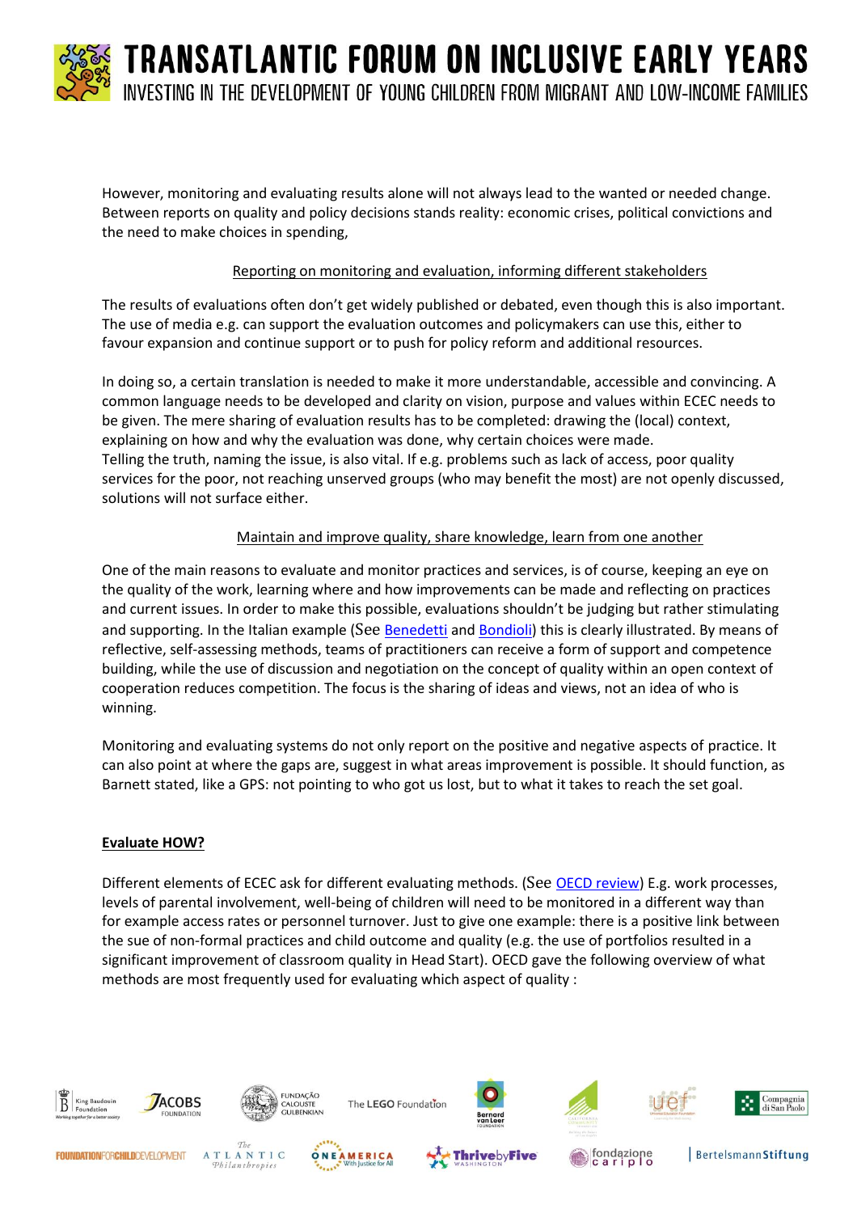However, monitoring and evaluating results alone will not always lead to the wanted or needed change. Between reports on quality and policy decisions stands reality: economic crises, political convictions and the need to make choices in spending,

<u>Reporting on monitoring and evaluation, informing different stakeholders</u>

The results of evaluations often don't get widely published or debated, even though this is also important. The use of media e.g. can support the evaluation outcomes and policymakers can use this, either to favour expansion and continue support or to push for policy reform and additional resources.

In doing so, a certain translation is needed to make it more understandable, accessible and convincing. A common language needs to be developed and clarity on vision, purpose and values within ECEC needs to be given. The mere sharing of evaluation results has to be completed: drawing the (local) context, explaining on how and why the evaluation was done, why certain choices were made.
Telling the truth, naming the issue, is also vital. If e.g. problems such as lack of access, poor quality services for the poor, not reaching unserved groups (who may benefit the most) are not openly discussed, solutions will not surface either.

<u>Maintain and improve quality, share knowledge, learn from one another</u>

One of the main reasons to evaluate and monitor practices and services, is of course, keeping an eye on the quality of the work, learning where and how improvements can be made and reflecting on practices and current issues. In order to make this possible, evaluations shouldn't be judging but rather stimulating and supporting. In the Italian example (See Benedetti and Bondioli) this is clearly illustrated. By means of reflective, self-assessing methods, teams of practitioners can receive a form of support and competence building, while the use of discussion and negotiation on the concept of quality within an open context of cooperation reduces competition. The focus is the sharing of ideas and views, not an idea of who is winning.

Monitoring and evaluating systems do not only report on the positive and negative aspects of practice. It can also point at where the gaps are, suggest in what areas improvement is possible. It should function, as Barnett stated, like a GPS: not pointing to who got us lost, but to what it takes to reach the set goal.

**<u>Evaluate HOW?</u>**

Different elements of ECEC ask for different evaluating methods. (See OECD review) E.g. work processes, levels of parental involvement, well-being of children will need to be monitored in a different way than for example access rates or personnel turnover. Just to give one example: there is a positive link between the sue of non-formal practices and child outcome and quality (e.g. the use of portfolios resulted in a significant improvement of classroom quality in Head Start). OECD gave the following overview of what methods are most frequently used for evaluating which aspect of quality :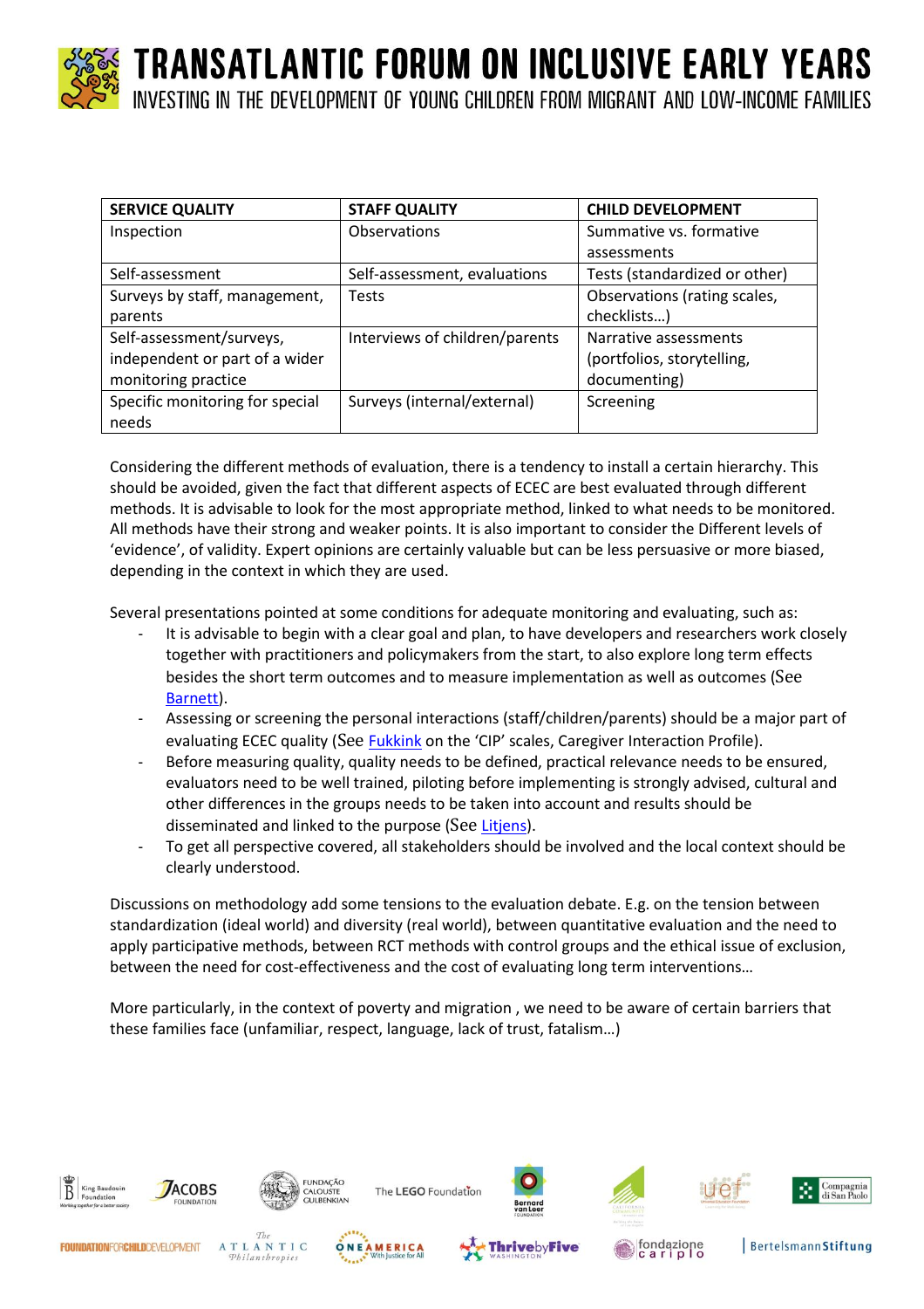| SERVICE QUALITY | STAFF QUALITY | CHILD DEVELOPMENT |
|---|---|---|
| Inspection | Observations | Summative vs. formative assessments |
| Self-assessment | Self-assessment, evaluations | Tests (standardized or other) |
| Surveys by staff, management, parents | Tests | Observations (rating scales, checklists…) |
| Self-assessment/surveys, independent or part of a wider monitoring practice | Interviews of children/parents | Narrative assessments (portfolios, storytelling, documenting) |
| Specific monitoring for special needs | Surveys (internal/external) | Screening |

Considering the different methods of evaluation, there is a tendency to install a certain hierarchy. This should be avoided, given the fact that different aspects of ECEC are best evaluated through different methods. It is advisable to look for the most appropriate method, linked to what needs to be monitored. All methods have their strong and weaker points. It is also important to consider the Different levels of 'evidence', of validity. Expert opinions are certainly valuable but can be less persuasive or more biased, depending in the context in which they are used.

Several presentations pointed at some conditions for adequate monitoring and evaluating, such as:

- It is advisable to begin with a clear goal and plan, to have developers and researchers work closely together with practitioners and policymakers from the start, to also explore long term effects besides the short term outcomes and to measure implementation as well as outcomes (See Barnett).
- Assessing or screening the personal interactions (staff/children/parents) should be a major part of evaluating ECEC quality (See Fukkink on the 'CIP' scales, Caregiver Interaction Profile).
- Before measuring quality, quality needs to be defined, practical relevance needs to be ensured, evaluators need to be well trained, piloting before implementing is strongly advised, cultural and other differences in the groups needs to be taken into account and results should be disseminated and linked to the purpose (See Litjens).
- To get all perspective covered, all stakeholders should be involved and the local context should be clearly understood.

Discussions on methodology add some tensions to the evaluation debate. E.g. on the tension between standardization (ideal world) and diversity (real world), between quantitative evaluation and the need to apply participative methods, between RCT methods with control groups and the ethical issue of exclusion, between the need for cost-effectiveness and the cost of evaluating long term interventions…

More particularly, in the context of poverty and migration , we need to be aware of certain barriers that these families face (unfamiliar, respect, language, lack of trust, fatalism…)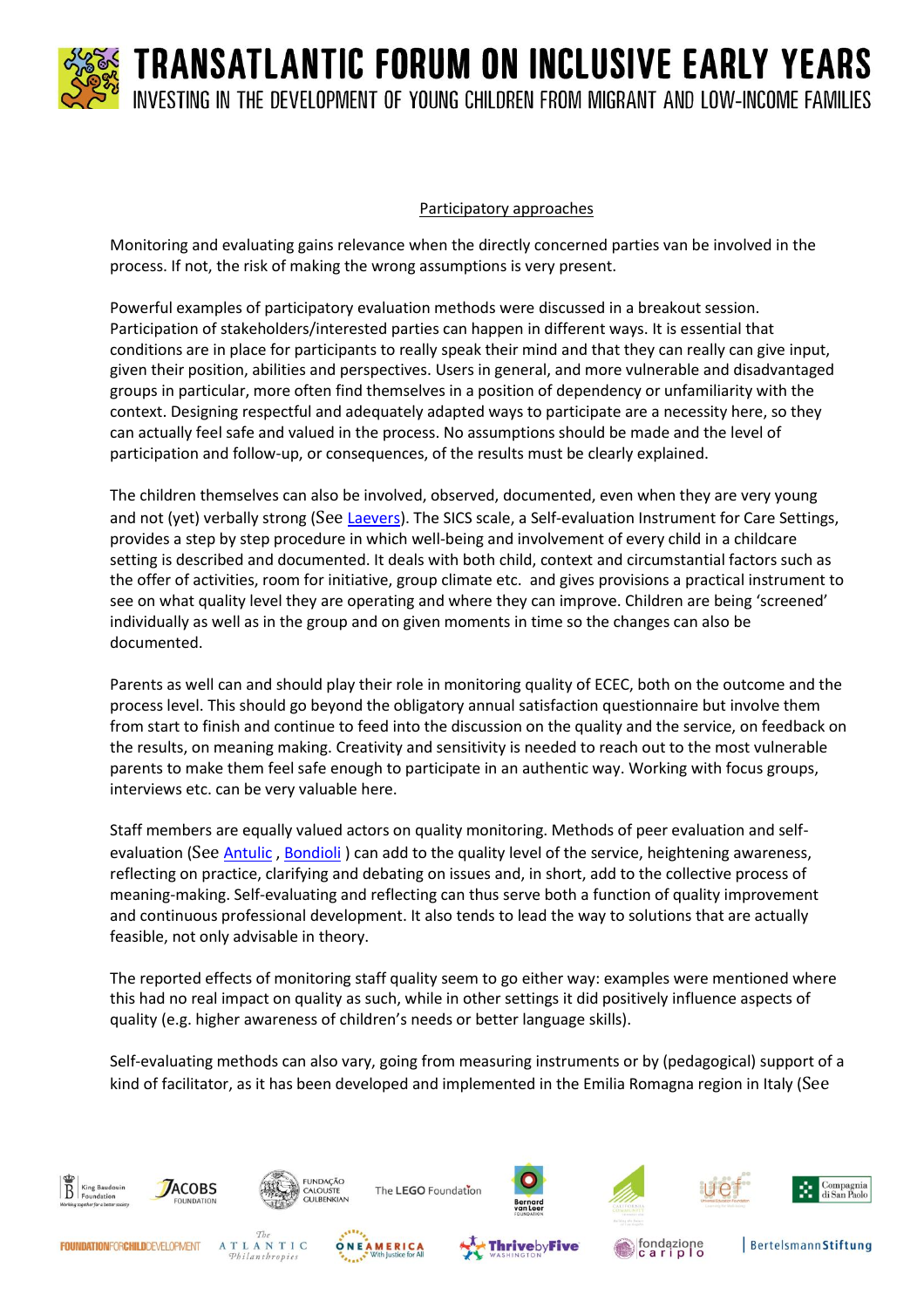Participatory approaches

Monitoring and evaluating gains relevance when the directly concerned parties van be involved in the process. If not, the risk of making the wrong assumptions is very present.

Powerful examples of participatory evaluation methods were discussed in a breakout session. Participation of stakeholders/interested parties can happen in different ways. It is essential that conditions are in place for participants to really speak their mind and that they can really can give input, given their position, abilities and perspectives. Users in general, and more vulnerable and disadvantaged groups in particular, more often find themselves in a position of dependency or unfamiliarity with the context. Designing respectful and adequately adapted ways to participate are a necessity here, so they can actually feel safe and valued in the process. No assumptions should be made and the level of participation and follow-up, or consequences, of the results must be clearly explained.

The children themselves can also be involved, observed, documented, even when they are very young and not (yet) verbally strong (See Laevers). The SICS scale, a Self-evaluation Instrument for Care Settings, provides a step by step procedure in which well-being and involvement of every child in a childcare setting is described and documented. It deals with both child, context and circumstantial factors such as the offer of activities, room for initiative, group climate etc. and gives provisions a practical instrument to see on what quality level they are operating and where they can improve. Children are being 'screened' individually as well as in the group and on given moments in time so the changes can also be documented.

Parents as well can and should play their role in monitoring quality of ECEC, both on the outcome and the process level. This should go beyond the obligatory annual satisfaction questionnaire but involve them from start to finish and continue to feed into the discussion on the quality and the service, on feedback on the results, on meaning making. Creativity and sensitivity is needed to reach out to the most vulnerable parents to make them feel safe enough to participate in an authentic way. Working with focus groups, interviews etc. can be very valuable here.

Staff members are equally valued actors on quality monitoring. Methods of peer evaluation and self-evaluation (See Antulic , Bondioli ) can add to the quality level of the service, heightening awareness, reflecting on practice, clarifying and debating on issues and, in short, add to the collective process of meaning-making. Self-evaluating and reflecting can thus serve both a function of quality improvement and continuous professional development. It also tends to lead the way to solutions that are actually feasible, not only advisable in theory.

The reported effects of monitoring staff quality seem to go either way: examples were mentioned where this had no real impact on quality as such, while in other settings it did positively influence aspects of quality (e.g. higher awareness of children's needs or better language skills).

Self-evaluating methods can also vary, going from measuring instruments or by (pedagogical) support of a kind of facilitator, as it has been developed and implemented in the Emilia Romagna region in Italy (See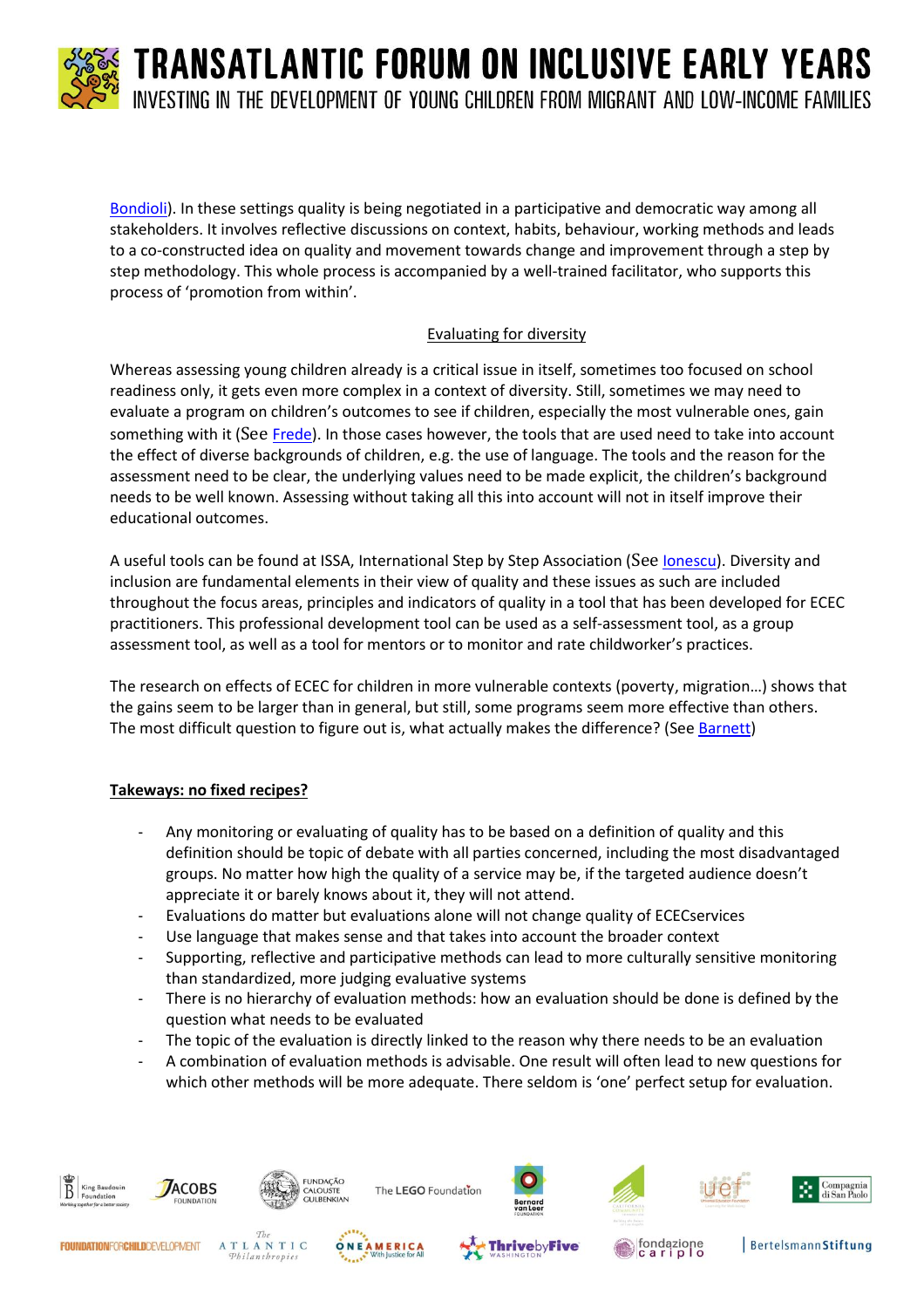Bondioli). In these settings quality is being negotiated in a participative and democratic way among all stakeholders. It involves reflective discussions on context, habits, behaviour, working methods and leads to a co-constructed idea on quality and movement towards change and improvement through a step by step methodology. This whole process is accompanied by a well-trained facilitator, who supports this process of 'promotion from within'.

Evaluating for diversity

Whereas assessing young children already is a critical issue in itself, sometimes too focused on school readiness only, it gets even more complex in a context of diversity. Still, sometimes we may need to evaluate a program on children's outcomes to see if children, especially the most vulnerable ones, gain something with it (See Frede). In those cases however, the tools that are used need to take into account the effect of diverse backgrounds of children, e.g. the use of language. The tools and the reason for the assessment need to be clear, the underlying values need to be made explicit, the children's background needs to be well known. Assessing without taking all this into account will not in itself improve their educational outcomes.

A useful tools can be found at ISSA, International Step by Step Association (See Ionescu). Diversity and inclusion are fundamental elements in their view of quality and these issues as such are included throughout the focus areas, principles and indicators of quality in a tool that has been developed for ECEC practitioners. This professional development tool can be used as a self-assessment tool, as a group assessment tool, as well as a tool for mentors or to monitor and rate childworker's practices.

The research on effects of ECEC for children in more vulnerable contexts (poverty, migration…) shows that the gains seem to be larger than in general, but still, some programs seem more effective than others. The most difficult question to figure out is, what actually makes the difference? (See Barnett)

**Takeways: no fixed recipes?**

- Any monitoring or evaluating of quality has to be based on a definition of quality and this definition should be topic of debate with all parties concerned, including the most disadvantaged groups. No matter how high the quality of a service may be, if the targeted audience doesn't appreciate it or barely knows about it, they will not attend.
- Evaluations do matter but evaluations alone will not change quality of ECECservices
- Use language that makes sense and that takes into account the broader context
- Supporting, reflective and participative methods can lead to more culturally sensitive monitoring than standardized, more judging evaluative systems
- There is no hierarchy of evaluation methods: how an evaluation should be done is defined by the question what needs to be evaluated
- The topic of the evaluation is directly linked to the reason why there needs to be an evaluation
- A combination of evaluation methods is advisable. One result will often lead to new questions for which other methods will be more adequate. There seldom is 'one' perfect setup for evaluation.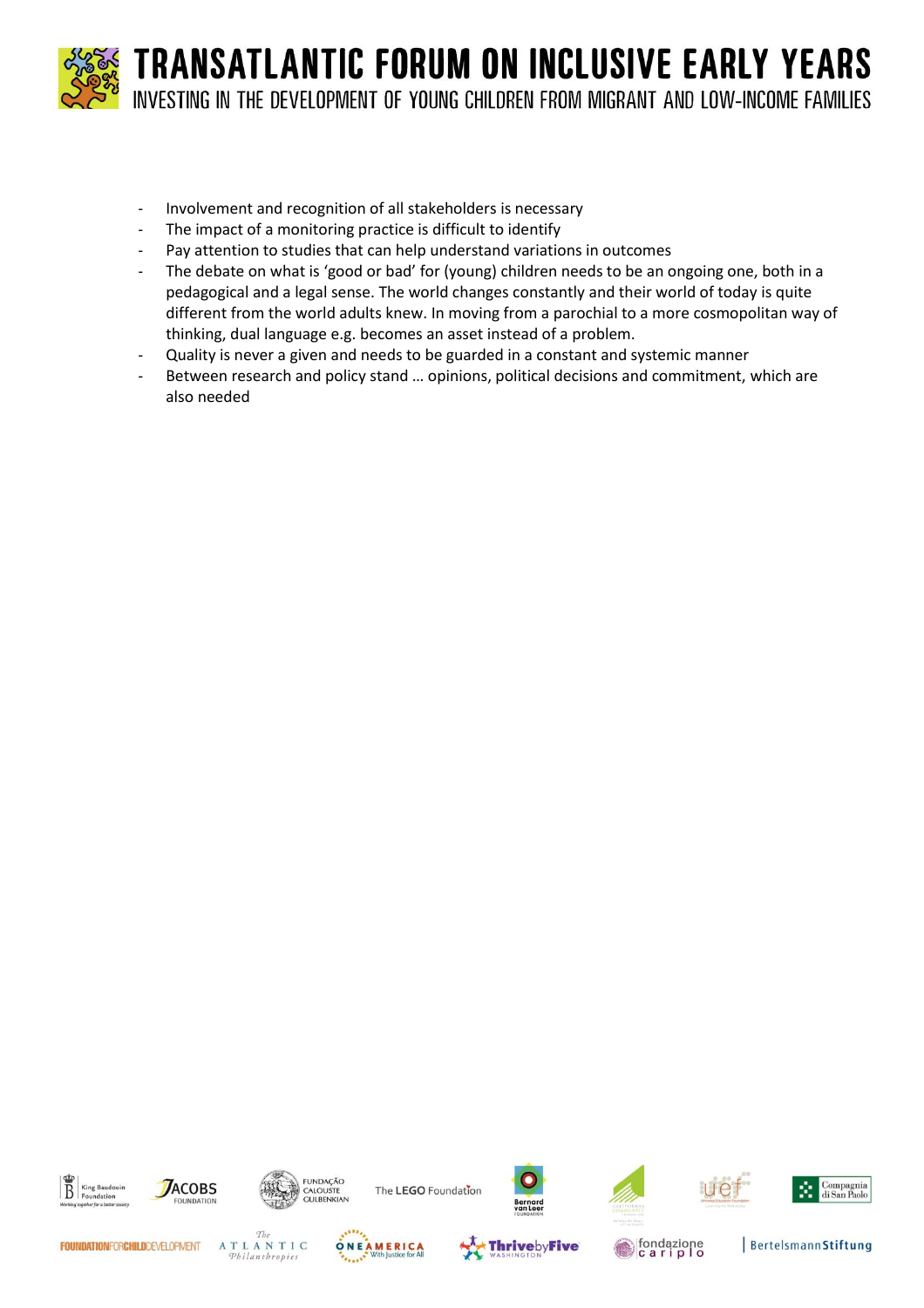- Involvement and recognition of all stakeholders is necessary
- The impact of a monitoring practice is difficult to identify
- Pay attention to studies that can help understand variations in outcomes
- The debate on what is 'good or bad' for (young) children needs to be an ongoing one, both in a pedagogical and a legal sense. The world changes constantly and their world of today is quite different from the world adults knew. In moving from a parochial to a more cosmopolitan way of thinking, dual language e.g. becomes an asset instead of a problem.
- Quality is never a given and needs to be guarded in a constant and systemic manner
- Between research and policy stand … opinions, political decisions and commitment, which are also needed